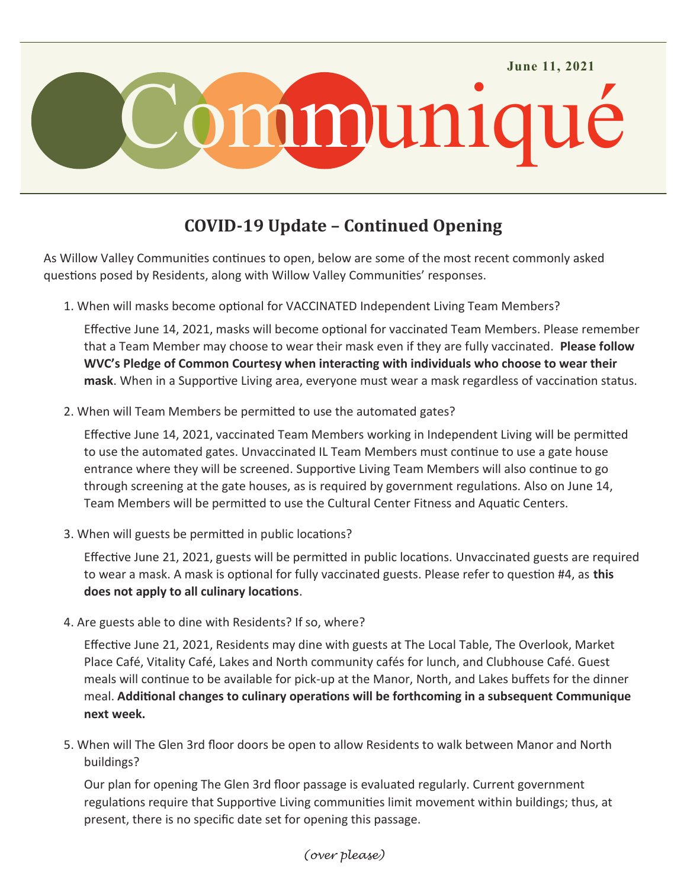June 11, 2021

# Communiqué

## COVID-19 Update – Continued Opening

As Willow Valley Communities continues to open, below are some of the most recent commonly asked questions posed by Residents, along with Willow Valley Communities' responses.

1. When will masks become optional for VACCINATED Independent Living Team Members?

   Effective June 14, 2021, masks will become optional for vaccinated Team Members. Please remember that a Team Member may choose to wear their mask even if they are fully vaccinated. **Please follow WVC's Pledge of Common Courtesy when interacting with individuals who choose to wear their mask**. When in a Supportive Living area, everyone must wear a mask regardless of vaccination status.

2. When will Team Members be permitted to use the automated gates?

   Effective June 14, 2021, vaccinated Team Members working in Independent Living will be permitted to use the automated gates. Unvaccinated IL Team Members must continue to use a gate house entrance where they will be screened. Supportive Living Team Members will also continue to go through screening at the gate houses, as is required by government regulations. Also on June 14, Team Members will be permitted to use the Cultural Center Fitness and Aquatic Centers.

3. When will guests be permitted in public locations?

   Effective June 21, 2021, guests will be permitted in public locations. Unvaccinated guests are required to wear a mask. A mask is optional for fully vaccinated guests. Please refer to question #4, as **this does not apply to all culinary locations**.

4. Are guests able to dine with Residents? If so, where?

   Effective June 21, 2021, Residents may dine with guests at The Local Table, The Overlook, Market Place Café, Vitality Café, Lakes and North community cafés for lunch, and Clubhouse Café. Guest meals will continue to be available for pick-up at the Manor, North, and Lakes buffets for the dinner meal. **Additional changes to culinary operations will be forthcoming in a subsequent Communique next week.**

5. When will The Glen 3rd floor doors be open to allow Residents to walk between Manor and North buildings?

   Our plan for opening The Glen 3rd floor passage is evaluated regularly. Current government regulations require that Supportive Living communities limit movement within buildings; thus, at present, there is no specific date set for opening this passage.

*(over please)*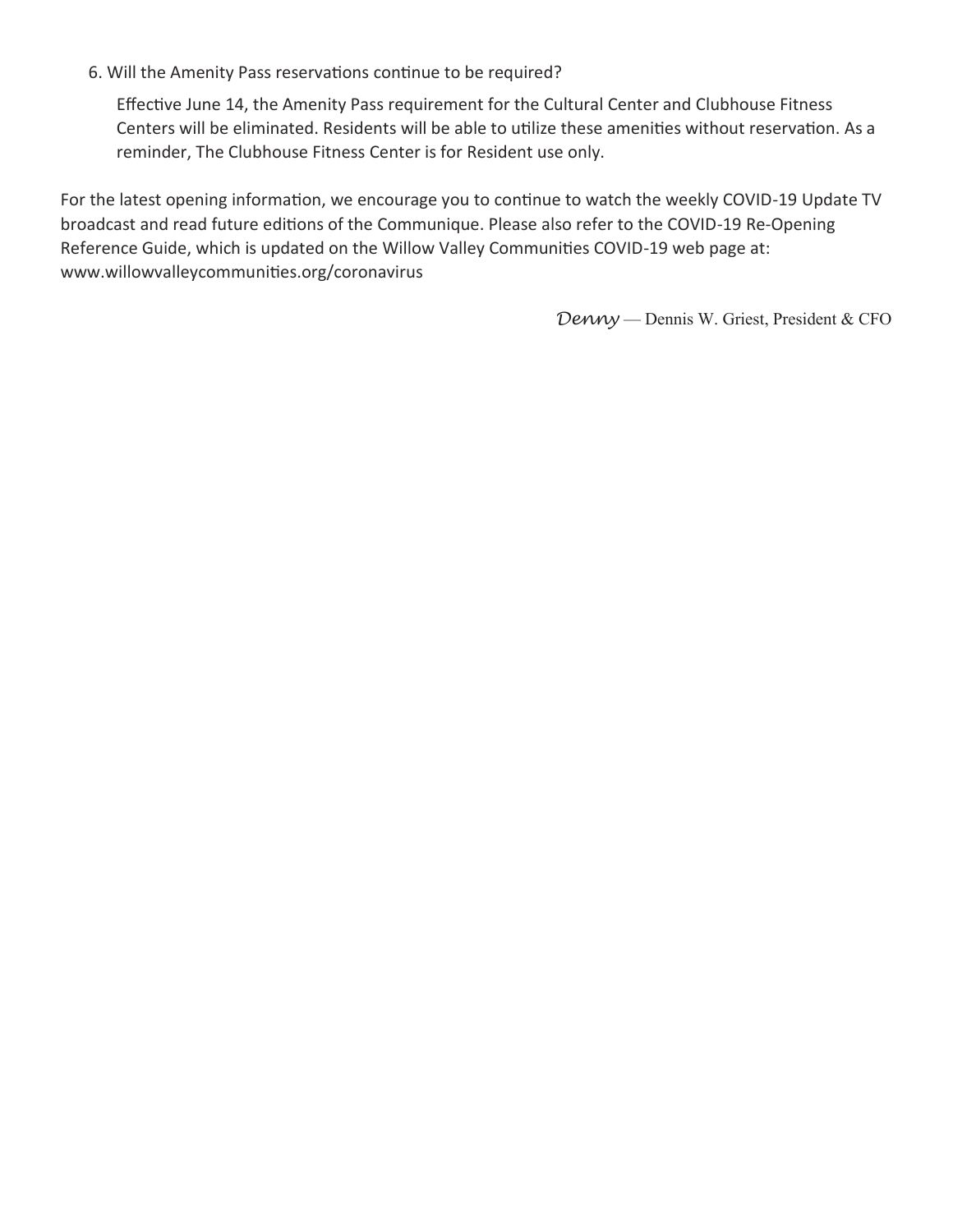6. Will the Amenity Pass reservations continue to be required?

   Effective June 14, the Amenity Pass requirement for the Cultural Center and Clubhouse Fitness Centers will be eliminated. Residents will be able to utilize these amenities without reservation. As a reminder, The Clubhouse Fitness Center is for Resident use only.

For the latest opening information, we encourage you to continue to watch the weekly COVID-19 Update TV broadcast and read future editions of the Communique. Please also refer to the COVID-19 Re-Opening Reference Guide, which is updated on the Willow Valley Communities COVID-19 web page at: www.willowvalleycommunities.org/coronavirus

*Denny* — Dennis W. Griest, President & CFO